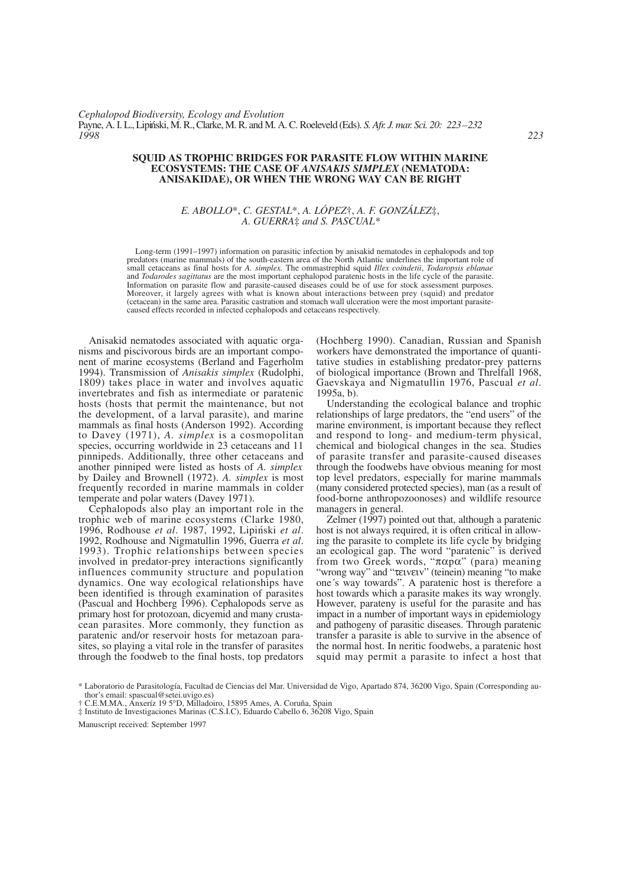# SQUID AS TROPHIC BRIDGES FOR PARASITE FLOW WITHIN MARINE ECOSYSTEMS: THE CASE OF *ANISAKIS SIMPLEX* (NEMATODA: ANISAKIDAE), OR WHEN THE WRONG WAY CAN BE RIGHT

*E. ABOLLO*\*, *C. GESTAL*\*, *A. LÓPEZ*†, *A. F. GONZÁLEZ*‡, *A. GUERRA*‡ *and S. PASCUAL*\*

Long-term (1991–1997) information on parasitic infection by anisakid nematodes in cephalopods and top predators (marine mammals) of the south-eastern area of the North Atlantic underlines the important role of small cetaceans as final hosts for *A. simplex*. The ommastrephid squid *Illex coindetii*, *Todaropsis eblanae* and *Todarodes sagittatus* are the most important cephalopod paratenic hosts in the life cycle of the parasite. Information on parasite flow and parasite-caused diseases could be of use for stock assessment purposes. Moreover, it largely agrees with what is known about interactions between prey (squid) and predator (cetacean) in the same area. Parasitic castration and stomach wall ulceration were the most important parasite-caused effects recorded in infected cephalopods and cetaceans respectively.

Anisakid nematodes associated with aquatic organisms and piscivorous birds are an important component of marine ecosystems (Berland and Fagerholm 1994). Transmission of *Anisakis simplex* (Rudolphi, 1809) takes place in water and involves aquatic invertebrates and fish as intermediate or paratenic hosts (hosts that permit the maintenance, but not the development, of a larval parasite), and marine mammals as final hosts (Anderson 1992). According to Davey (1971), *A. simplex* is a cosmopolitan species, occurring worldwide in 23 cetaceans and 11 pinnipeds. Additionally, three other cetaceans and another pinniped were listed as hosts of *A. simplex* by Dailey and Brownell (1972). *A. simplex* is most frequently recorded in marine mammals in colder temperate and polar waters (Davey 1971).

Cephalopods also play an important role in the trophic web of marine ecosystems (Clarke 1980, 1996, Rodhouse *et al*. 1987, 1992, Lipiński *et al*. 1992, Rodhouse and Nigmatullin 1996, Guerra *et al*. 1993). Trophic relationships between species involved in predator-prey interactions significantly influences community structure and population dynamics. One way ecological relationships have been identified is through examination of parasites (Pascual and Hochberg 1996). Cephalopods serve as primary host for protozoan, dicyemid and many crustacean parasites. More commonly, they function as paratenic and/or reservoir hosts for metazoan parasites, so playing a vital role in the transfer of parasites through the foodweb to the final hosts, top predators (Hochberg 1990). Canadian, Russian and Spanish workers have demonstrated the importance of quantitative studies in establishing predator-prey patterns of biological importance (Brown and Threlfall 1968, Gaevskaya and Nigmatullin 1976, Pascual *et al*. 1995a, b).

Understanding the ecological balance and trophic relationships of large predators, the "end users" of the marine environment, is important because they reflect and respond to long- and medium-term physical, chemical and biological changes in the sea. Studies of parasite transfer and parasite-caused diseases through the foodwebs have obvious meaning for most top level predators, especially for marine mammals (many considered protected species), man (as a result of food-borne anthropozoonoses) and wildlife resource managers in general.

Zelmer (1997) pointed out that, although a paratenic host is not always required, it is often critical in allowing the parasite to complete its life cycle by bridging an ecological gap. The word "paratenic" is derived from two Greek words, "παρα" (para) meaning "wrong way" and "τειvειv" (teinein) meaning "to make one´s way towards". A paratenic host is therefore a host towards which a parasite makes its way wrongly. However, parateny is useful for the parasite and has impact in a number of important ways in epidemiology and pathogeny of parasitic diseases. Through paratenic transfer a parasite is able to survive in the absence of the normal host. In neritic foodwebs, a paratenic host squid may permit a parasite to infect a host that

\* Laboratorio de Parasitología, Facultad de Ciencias del Mar. Universidad de Vigo, Apartado 874, 36200 Vigo, Spain (Corresponding author's email: spascual@setei.uvigo.es)
† C.E.M.MA., Anxeríz 19 5ºD, Milladoiro, 15895 Ames, A. Coruña, Spain
‡ Instituto de Investigaciones Marinas (C.S.I.C), Eduardo Cabello 6, 36208 Vigo, Spain

Manuscript received: September 1997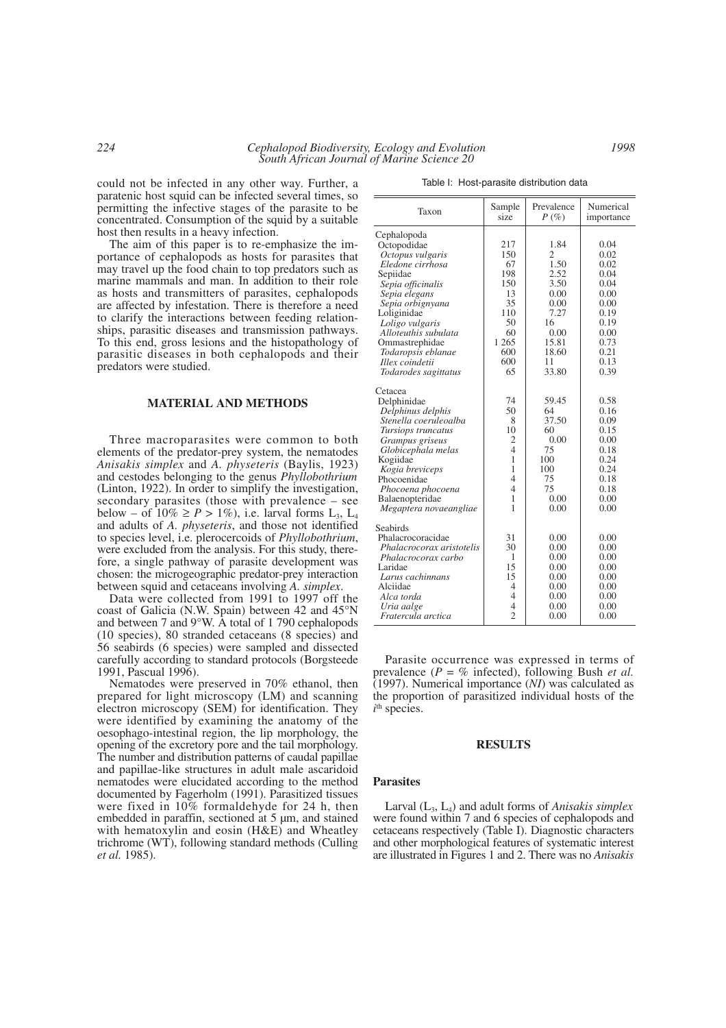could not be infected in any other way. Further, a paratenic host squid can be infected several times, so permitting the infective stages of the parasite to be concentrated. Consumption of the squid by a suitable host then results in a heavy infection.

The aim of this paper is to re-emphasize the importance of cephalopods as hosts for parasites that may travel up the food chain to top predators such as marine mammals and man. In addition to their role as hosts and transmitters of parasites, cephalopods are affected by infestation. There is therefore a need to clarify the interactions between feeding relationships, parasitic diseases and transmission pathways. To this end, gross lesions and the histopathology of parasitic diseases in both cephalopods and their predators were studied.

## MATERIAL AND METHODS

Three macroparasites were common to both elements of the predator-prey system, the nematodes *Anisakis simplex* and *A. physeteris* (Baylis, 1923) and cestodes belonging to the genus *Phyllobothrium* (Linton, 1922). In order to simplify the investigation, secondary parasites (those with prevalence – see below – of $10\% \geq P > 1\%$), i.e. larval forms $L_3$, $L_4$ and adults of *A. physeteris*, and those not identified to species level, i.e. plerocercoids of *Phyllobothrium*, were excluded from the analysis. For this study, therefore, a single pathway of parasite development was chosen: the microgeographic predator-prey interaction between squid and cetaceans involving *A. simplex*.

Data were collected from 1991 to 1997 off the coast of Galicia (N.W. Spain) between 42 and 45°N and between 7 and 9°W. A total of 1 790 cephalopods (10 species), 80 stranded cetaceans (8 species) and 56 seabirds (6 species) were sampled and dissected carefully according to standard protocols (Borgsteede 1991, Pascual 1996).

Nematodes were preserved in 70% ethanol, then prepared for light microscopy (LM) and scanning electron microscopy (SEM) for identification. They were identified by examining the anatomy of the oesophago-intestinal region, the lip morphology, the opening of the excretory pore and the tail morphology. The number and distribution patterns of caudal papillae and papillae-like structures in adult male ascaridoid nematodes were elucidated according to the method documented by Fagerholm (1991). Parasitized tissues were fixed in 10% formaldehyde for 24 h, then embedded in paraffin, sectioned at 5 µm, and stained with hematoxylin and eosin (H&E) and Wheatley trichrome (WT), following standard methods (Culling *et al.* 1985).

Table I: Host-parasite distribution data

| Taxon | Sample size | Prevalence $P$ (%) | Numerical importance |
|---|---|---|---|
| Cephalopoda | | | |
| Octopodidae | 217 | 1.84 | 0.04 |
| *Octopus vulgaris* | 150 | 2 | 0.02 |
| *Eledone cirrhosa* | 67 | 1.50 | 0.02 |
| Sepiidae | 198 | 2.52 | 0.04 |
| *Sepia officinalis* | 150 | 3.50 | 0.04 |
| *Sepia elegans* | 13 | 0.00 | 0.00 |
| *Sepia orbignyana* | 35 | 0.00 | 0.00 |
| Loliginidae | 110 | 7.27 | 0.19 |
| *Loligo vulgaris* | 50 | 16 | 0.19 |
| *Alloteuthis subulata* | 60 | 0.00 | 0.00 |
| Ommastrephidae | 1 265 | 15.81 | 0.73 |
| *Todaropsis eblanae* | 600 | 18.60 | 0.21 |
| *Illex coindetii* | 600 | 11 | 0.13 |
| *Todarodes sagittatus* | 65 | 33.80 | 0.39 |
| Cetacea | | | |
| Delphinidae | 74 | 59.45 | 0.58 |
| *Delphinus delphis* | 50 | 64 | 0.16 |
| *Stenella coeruleoalba* | 8 | 37.50 | 0.09 |
| *Tursiops truncatus* | 10 | 60 | 0.15 |
| *Grampus griseus* | 2 | 0.00 | 0.00 |
| *Globicephala melas* | 4 | 75 | 0.18 |
| Kogiidae | 1 | 100 | 0.24 |
| *Kogia breviceps* | 1 | 100 | 0.24 |
| Phocoenidae | 4 | 75 | 0.18 |
| *Phocoena phocoena* | 4 | 75 | 0.18 |
| Balaenopteridae | 1 | 0.00 | 0.00 |
| *Megaptera novaeangliae* | 1 | 0.00 | 0.00 |
| Seabirds | | | |
| Phalacrocoracidae | 31 | 0.00 | 0.00 |
| *Phalacrocorax aristotelis* | 30 | 0.00 | 0.00 |
| *Phalacrocorax carbo* | 1 | 0.00 | 0.00 |
| Laridae | 15 | 0.00 | 0.00 |
| *Larus cachinnans* | 15 | 0.00 | 0.00 |
| Alciidae | 4 | 0.00 | 0.00 |
| *Alca torda* | 4 | 0.00 | 0.00 |
| *Uria aalge* | 4 | 0.00 | 0.00 |
| *Fratercula arctica* | 2 | 0.00 | 0.00 |

Parasite occurrence was expressed in terms of prevalence ($P$ = % infected), following Bush *et al.* (1997). Numerical importance (*NI*) was calculated as the proportion of parasitized individual hosts of the $i^{th}$ species.

## RESULTS

### Parasites

Larval ($L_3$, $L_4$) and adult forms of *Anisakis simplex* were found within 7 and 6 species of cephalopods and cetaceans respectively (Table I). Diagnostic characters and other morphological features of systematic interest are illustrated in Figures 1 and 2. There was no *Anisakis*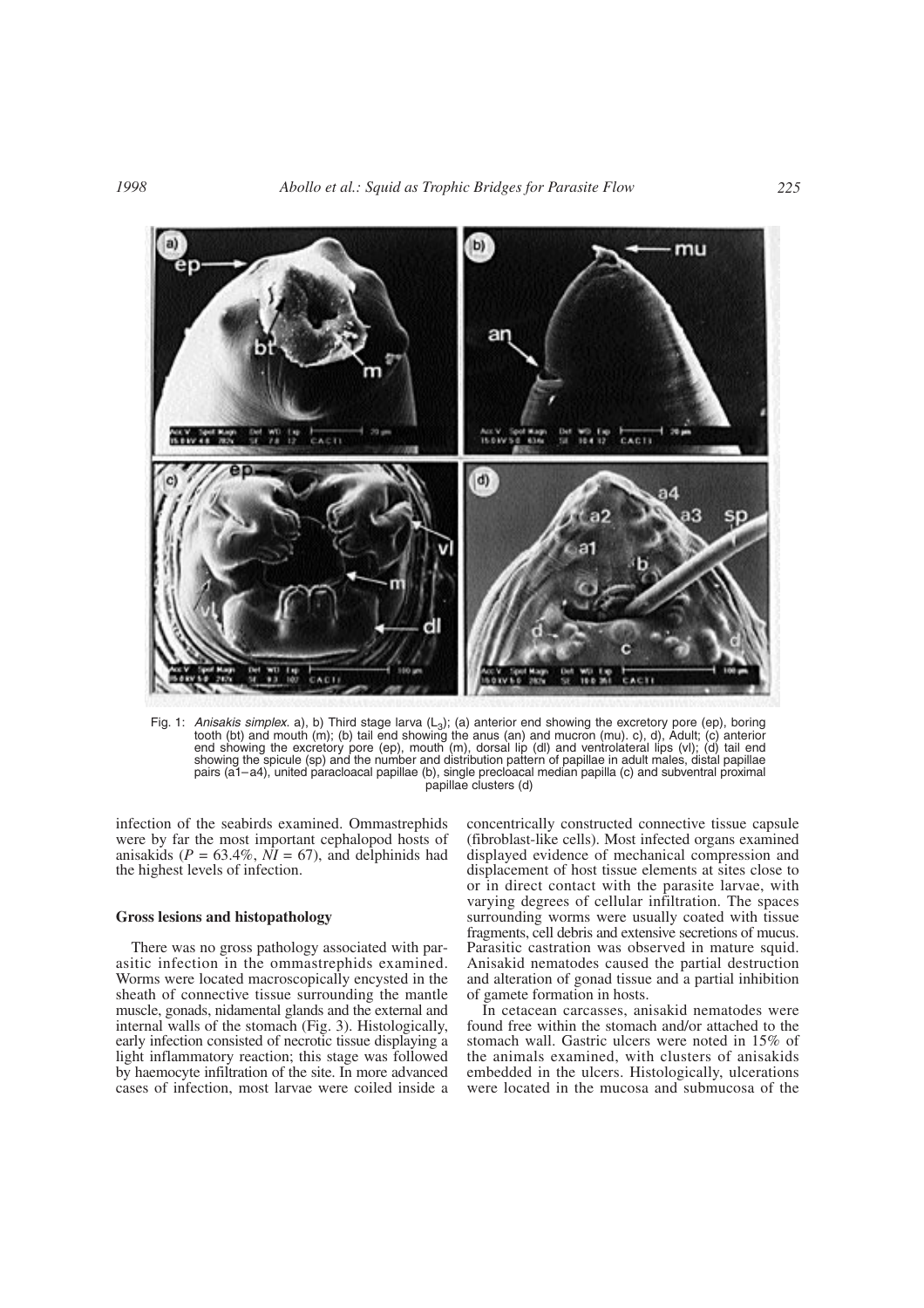Fig. 1: *Anisakis simplex.* a), b) Third stage larva ($L_3$); (a) anterior end showing the excretory pore (ep), boring tooth (bt) and mouth (m); (b) tail end showing the anus (an) and mucron (mu). c), d), Adult; (c) anterior end showing the excretory pore (ep), mouth (m), dorsal lip (dl) and ventrolateral lips (vl); (d) tail end showing the spicule (sp) and the number and distribution pattern of papillae in adult males, distal papillae pairs (a1–a4), united paracloacal papillae (b), single precloacal median papilla (c) and subventral proximal papillae clusters (d)

infection of the seabirds examined. Ommastrephids were by far the most important cephalopod hosts of anisakids ($P = 63.4\%$, $NI = 67$), and delphinids had the highest levels of infection.

### Gross lesions and histopathology

There was no gross pathology associated with parasitic infection in the ommastrephids examined. Worms were located macroscopically encysted in the sheath of connective tissue surrounding the mantle muscle, gonads, nidamental glands and the external and internal walls of the stomach (Fig. 3). Histologically, early infection consisted of necrotic tissue displaying a light inflammatory reaction; this stage was followed by haemocyte infiltration of the site. In more advanced cases of infection, most larvae were coiled inside a concentrically constructed connective tissue capsule (fibroblast-like cells). Most infected organs examined displayed evidence of mechanical compression and displacement of host tissue elements at sites close to or in direct contact with the parasite larvae, with varying degrees of cellular infiltration. The spaces surrounding worms were usually coated with tissue fragments, cell debris and extensive secretions of mucus. Parasitic castration was observed in mature squid. Anisakid nematodes caused the partial destruction and alteration of gonad tissue and a partial inhibition of gamete formation in hosts.

In cetacean carcasses, anisakid nematodes were found free within the stomach and/or attached to the stomach wall. Gastric ulcers were noted in 15% of the animals examined, with clusters of anisakids embedded in the ulcers. Histologically, ulcerations were located in the mucosa and submucosa of the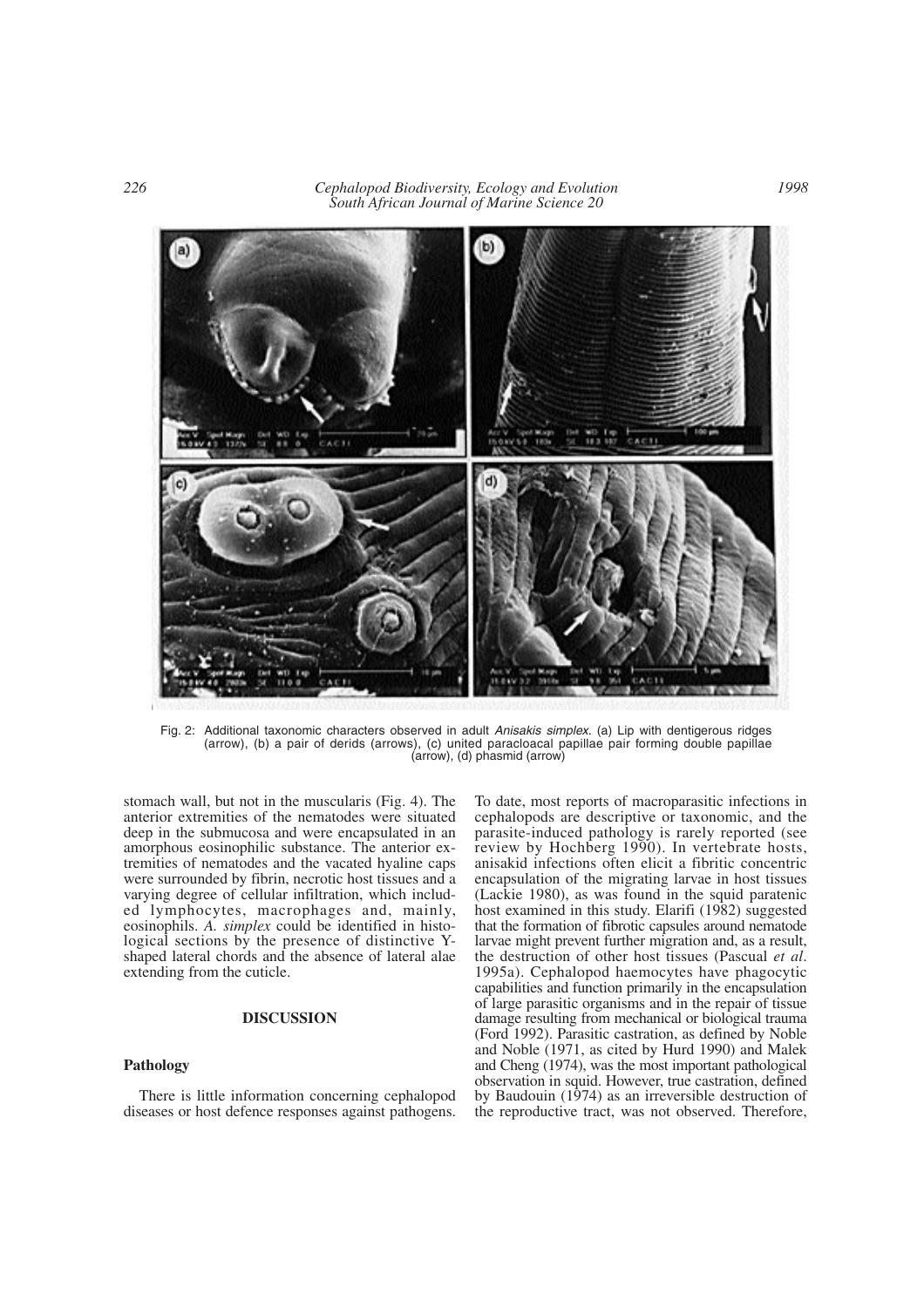Fig. 2: Additional taxonomic characters observed in adult *Anisakis simplex*. (a) Lip with dentigerous ridges (arrow), (b) a pair of derids (arrows), (c) united paracloacal papillae pair forming double papillae (arrow), (d) phasmid (arrow)

stomach wall, but not in the muscularis (Fig. 4). The anterior extremities of the nematodes were situated deep in the submucosa and were encapsulated in an amorphous eosinophilic substance. The anterior extremities of nematodes and the vacated hyaline caps were surrounded by fibrin, necrotic host tissues and a varying degree of cellular infiltration, which included lymphocytes, macrophages and, mainly, eosinophils. *A. simplex* could be identified in histological sections by the presence of distinctive Y-shaped lateral chords and the absence of lateral alae extending from the cuticle.

## DISCUSSION

### Pathology

There is little information concerning cephalopod diseases or host defence responses against pathogens. To date, most reports of macroparasitic infections in cephalopods are descriptive or taxonomic, and the parasite-induced pathology is rarely reported (see review by Hochberg 1990). In vertebrate hosts, anisakid infections often elicit a fibritic concentric encapsulation of the migrating larvae in host tissues (Lackie 1980), as was found in the squid paratenic host examined in this study. Elarifi (1982) suggested that the formation of fibrotic capsules around nematode larvae might prevent further migration and, as a result, the destruction of other host tissues (Pascual *et al.* 1995a). Cephalopod haemocytes have phagocytic capabilities and function primarily in the encapsulation of large parasitic organisms and in the repair of tissue damage resulting from mechanical or biological trauma (Ford 1992). Parasitic castration, as defined by Noble and Noble (1971, as cited by Hurd 1990) and Malek and Cheng (1974), was the most important pathological observation in squid. However, true castration, defined by Baudouin (1974) as an irreversible destruction of the reproductive tract, was not observed. Therefore,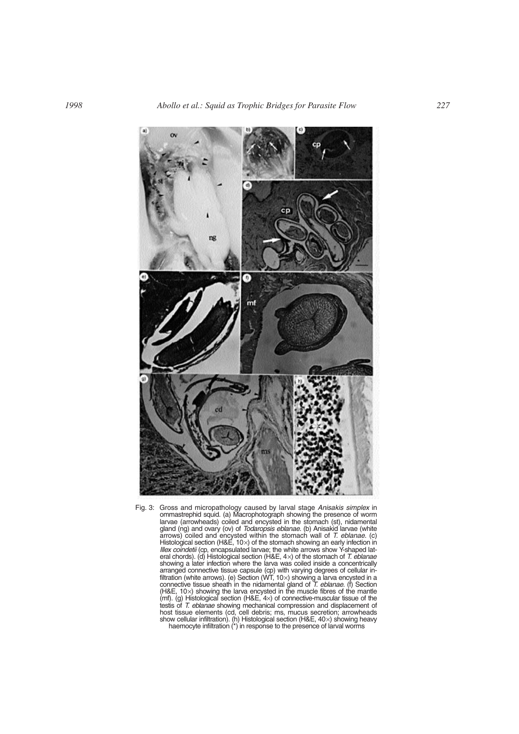Fig. 3: Gross and micropathology caused by larval stage *Anisakis simplex* in ommastrephid squid. (a) Macrophotograph showing the presence of worm larvae (arrowheads) coiled and encysted in the stomach (st), nidamental gland (ng) and ovary (ov) of *Todaropsis eblanae*. (b) Anisakid larvae (white arrows) coiled and encysted within the stomach wall of *T. eblanae*. (c) Histological section (H&E, 10×) of the stomach showing an early infection in *Illex coindetii* (cp, encapsulated larvae; the white arrows show Y-shaped lateral chords). (d) Histological section (H&E, 4×) of the stomach of *T. eblanae* showing a later infection where the larva was coiled inside a concentrically arranged connective tissue capsule (cp) with varying degrees of cellular infiltration (white arrows). (e) Section (WT, 10×) showing a larva encysted in a connective tissue sheath in the nidamental gland of *T. eblanae*. (f) Section (H&E, 10×) showing the larva encysted in the muscle fibres of the mantle (mf). (g) Histological section (H&E, 4×) of connective-muscular tissue of the testis of *T. eblanae* showing mechanical compression and displacement of host tissue elements (cd, cell debris; ms, mucus secretion; arrowheads show cellular infiltration). (h) Histological section (H&E, 40×) showing heavy haemocyte infiltration (*) in response to the presence of larval worms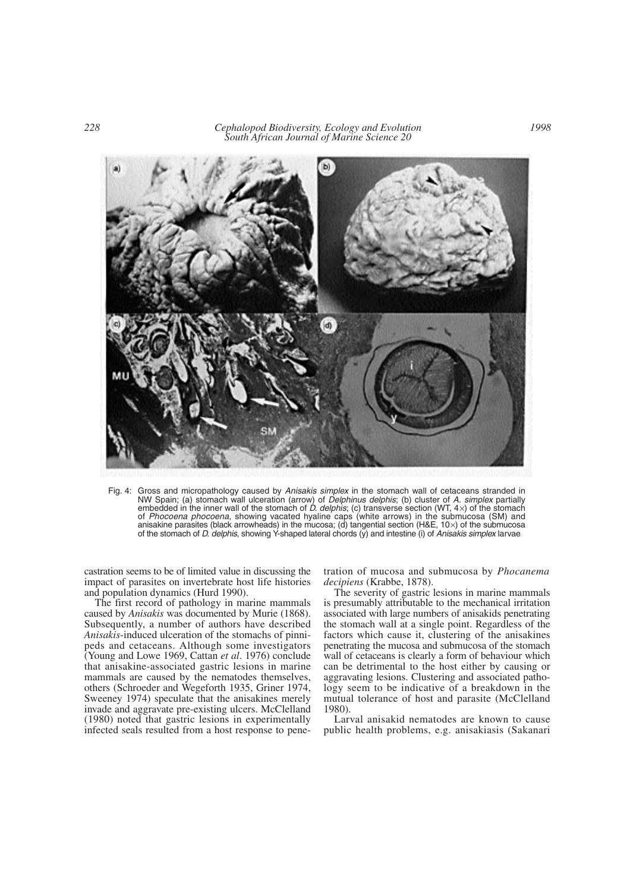Fig. 4: Gross and micropathology caused by *Anisakis simplex* in the stomach wall of cetaceans stranded in NW Spain; (a) stomach wall ulceration (arrow) of *Delphinus delphis*; (b) cluster of *A. simplex* partially embedded in the inner wall of the stomach of *D. delphis*; (c) transverse section (WT, 4×) of the stomach of *Phocoena phocoena*, showing vacated hyaline caps (white arrows) in the submucosa (SM) and anisakine parasites (black arrowheads) in the mucosa; (d) tangential section (H&E, 10×) of the submucosa of the stomach of *D. delphis*, showing Y-shaped lateral chords (y) and intestine (i) of *Anisakis simplex* larvae

castration seems to be of limited value in discussing the impact of parasites on invertebrate host life histories and population dynamics (Hurd 1990).

The first record of pathology in marine mammals caused by *Anisakis* was documented by Murie (1868). Subsequently, a number of authors have described *Anisakis*-induced ulceration of the stomachs of pinnipeds and cetaceans. Although some investigators (Young and Lowe 1969, Cattan *et al*. 1976) conclude that anisakine-associated gastric lesions in marine mammals are caused by the nematodes themselves, others (Schroeder and Wegeforth 1935, Griner 1974, Sweeney 1974) speculate that the anisakines merely invade and aggravate pre-existing ulcers. McClelland (1980) noted that gastric lesions in experimentally infected seals resulted from a host response to penetration of mucosa and submucosa by *Phocanema decipiens* (Krabbe, 1878).

The severity of gastric lesions in marine mammals is presumably attributable to the mechanical irritation associated with large numbers of anisakids penetrating the stomach wall at a single point. Regardless of the factors which cause it, clustering of the anisakines penetrating the mucosa and submucosa of the stomach wall of cetaceans is clearly a form of behaviour which can be detrimental to the host either by causing or aggravating lesions. Clustering and associated pathology seem to be indicative of a breakdown in the mutual tolerance of host and parasite (McClelland 1980).

Larval anisakid nematodes are known to cause public health problems, e.g. anisakiasis (Sakanari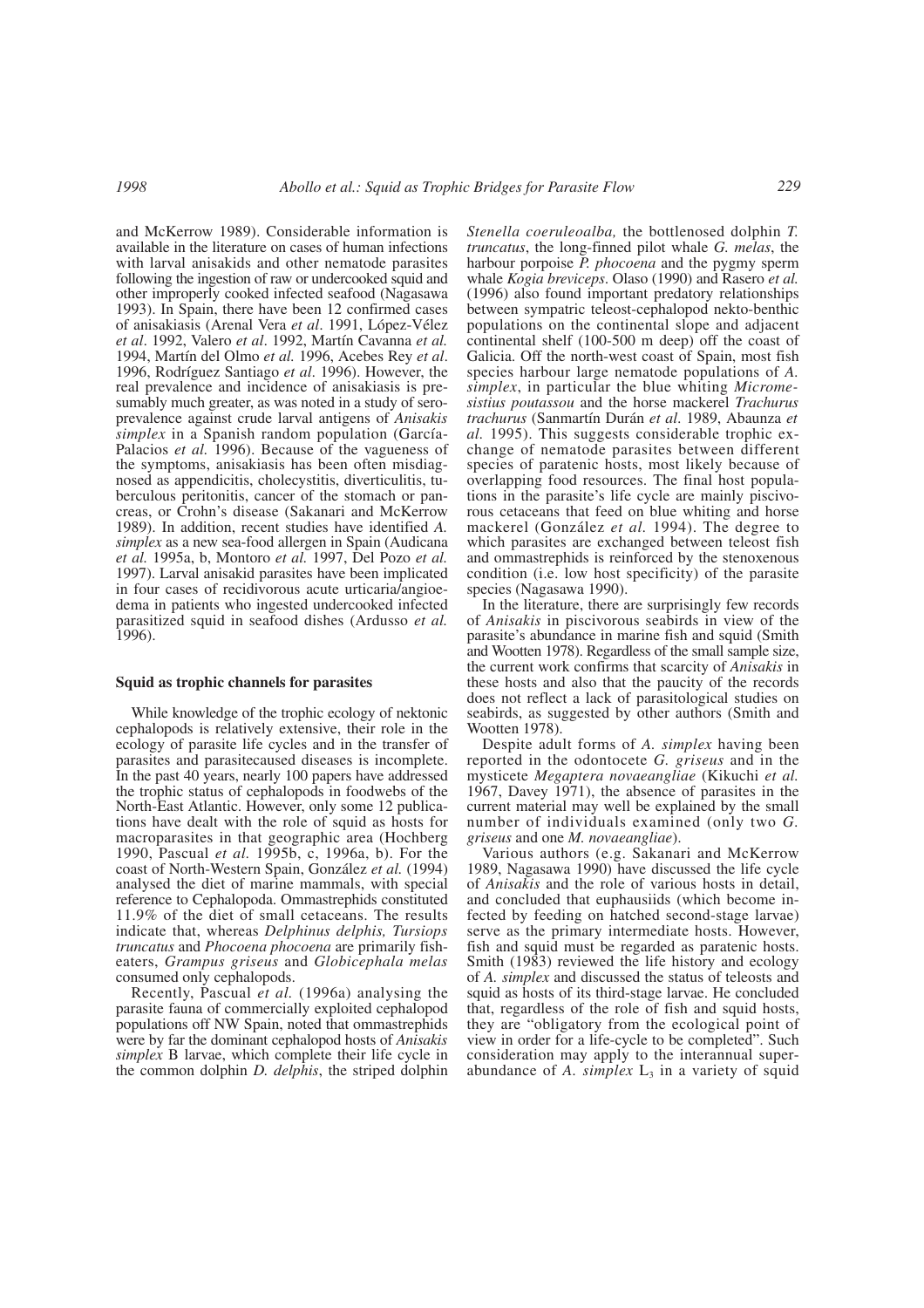and McKerrow 1989). Considerable information is available in the literature on cases of human infections with larval anisakids and other nematode parasites following the ingestion of raw or undercooked squid and other improperly cooked infected seafood (Nagasawa 1993). In Spain, there have been 12 confirmed cases of anisakiasis (Arenal Vera *et al*. 1991, López-Vélez *et al*. 1992, Valero *et al*. 1992, Martín Cavanna *et al.* 1994, Martín del Olmo *et al.* 1996, Acebes Rey *et al*. 1996, Rodríguez Santiago *et al*. 1996). However, the real prevalence and incidence of anisakiasis is presumably much greater, as was noted in a study of seroprevalence against crude larval antigens of *Anisakis simplex* in a Spanish random population (García-Palacios *et al.* 1996). Because of the vagueness of the symptoms, anisakiasis has been often misdiagnosed as appendicitis, cholecystitis, diverticulitis, tuberculous peritonitis, cancer of the stomach or pancreas, or Crohn's disease (Sakanari and McKerrow 1989). In addition, recent studies have identified *A. simplex* as a new sea-food allergen in Spain (Audicana *et al.* 1995a, b, Montoro *et al.* 1997, Del Pozo *et al.* 1997). Larval anisakid parasites have been implicated in four cases of recidivorous acute urticaria/angioedema in patients who ingested undercooked infected parasitized squid in seafood dishes (Ardusso *et al.* 1996).

## Squid as trophic channels for parasites

While knowledge of the trophic ecology of nektonic cephalopods is relatively extensive, their role in the ecology of parasite life cycles and in the transfer of parasites and parasitecaused diseases is incomplete. In the past 40 years, nearly 100 papers have addressed the trophic status of cephalopods in foodwebs of the North-East Atlantic. However, only some 12 publications have dealt with the role of squid as hosts for macroparasites in that geographic area (Hochberg 1990, Pascual *et al.* 1995b, c, 1996a, b). For the coast of North-Western Spain, González *et al.* (1994) analysed the diet of marine mammals, with special reference to Cephalopoda. Ommastrephids constituted 11.9% of the diet of small cetaceans. The results indicate that, whereas *Delphinus delphis, Tursiops truncatus* and *Phocoena phocoena* are primarily fish-eaters, *Grampus griseus* and *Globicephala melas* consumed only cephalopods.

Recently, Pascual *et al.* (1996a) analysing the parasite fauna of commercially exploited cephalopod populations off NW Spain, noted that ommastrephids were by far the dominant cephalopod hosts of *Anisakis simplex* B larvae, which complete their life cycle in the common dolphin *D. delphis*, the striped dolphin *Stenella coeruleoalba,* the bottlenosed dolphin *T. truncatus*, the long-finned pilot whale *G. melas*, the harbour porpoise *P. phocoena* and the pygmy sperm whale *Kogia breviceps*. Olaso (1990) and Rasero *et al.* (1996) also found important predatory relationships between sympatric teleost-cephalopod nekto-benthic populations on the continental slope and adjacent continental shelf (100-500 m deep) off the coast of Galicia. Off the north-west coast of Spain, most fish species harbour large nematode populations of *A. simplex*, in particular the blue whiting *Micromesistius poutassou* and the horse mackerel *Trachurus trachurus* (Sanmartín Durán *et al*. 1989, Abaunza *et al.* 1995). This suggests considerable trophic exchange of nematode parasites between different species of paratenic hosts, most likely because of overlapping food resources. The final host populations in the parasite's life cycle are mainly piscivorous cetaceans that feed on blue whiting and horse mackerel (González *et al*. 1994). The degree to which parasites are exchanged between teleost fish and ommastrephids is reinforced by the stenoxenous condition (i.e. low host specificity) of the parasite species (Nagasawa 1990).

In the literature, there are surprisingly few records of *Anisakis* in piscivorous seabirds in view of the parasite's abundance in marine fish and squid (Smith and Wootten 1978). Regardless of the small sample size, the current work confirms that scarcity of *Anisakis* in these hosts and also that the paucity of the records does not reflect a lack of parasitological studies on seabirds, as suggested by other authors (Smith and Wootten 1978).

Despite adult forms of *A. simplex* having been reported in the odontocete *G. griseus* and in the mysticete *Megaptera novaeangliae* (Kikuchi *et al.* 1967, Davey 1971), the absence of parasites in the current material may well be explained by the small number of individuals examined (only two *G. griseus* and one *M. novaeangliae*).

Various authors (e.g. Sakanari and McKerrow 1989, Nagasawa 1990) have discussed the life cycle of *Anisakis* and the role of various hosts in detail, and concluded that euphausiids (which become infected by feeding on hatched second-stage larvae) serve as the primary intermediate hosts. However, fish and squid must be regarded as paratenic hosts. Smith (1983) reviewed the life history and ecology of *A. simplex* and discussed the status of teleosts and squid as hosts of its third-stage larvae. He concluded that, regardless of the role of fish and squid hosts, they are "obligatory from the ecological point of view in order for a life-cycle to be completed". Such consideration may apply to the interannual superabundance of *A. simplex* $L_3$ in a variety of squid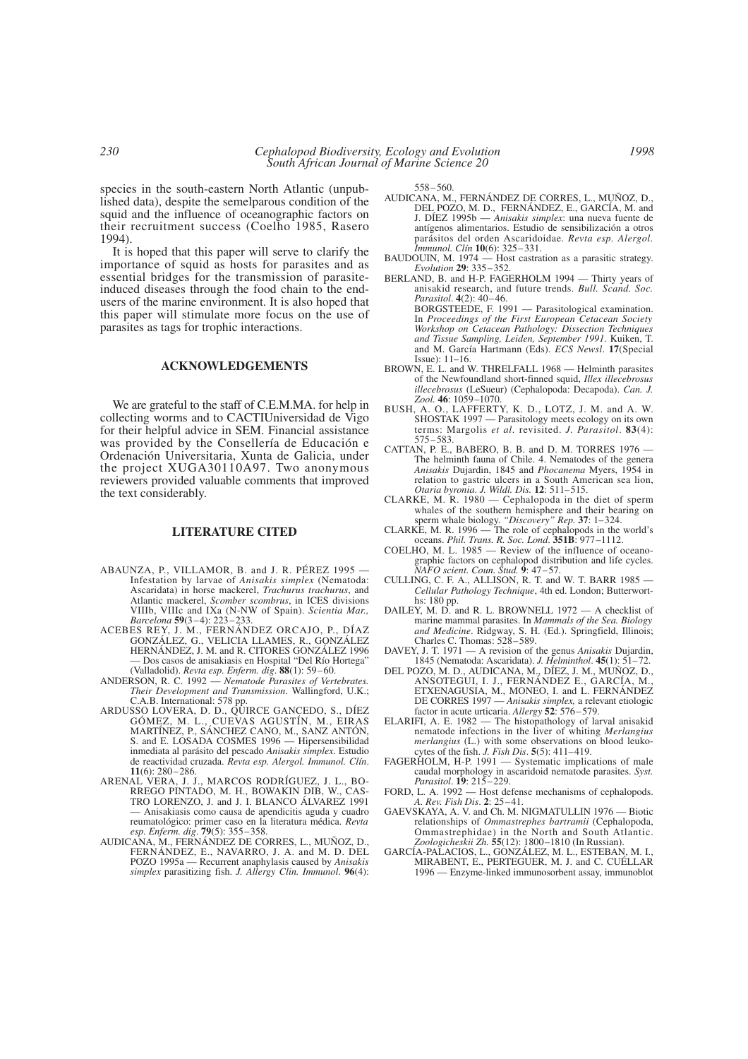species in the south-eastern North Atlantic (unpublished data), despite the semelparous condition of the squid and the influence of oceanographic factors on their recruitment success (Coelho 1985, Rasero 1994).

It is hoped that this paper will serve to clarify the importance of squid as hosts for parasites and as essential bridges for the transmission of parasite-induced diseases through the food chain to the end-users of the marine environment. It is also hoped that this paper will stimulate more focus on the use of parasites as tags for trophic interactions.

## ACKNOWLEDGEMENTS

We are grateful to the staff of C.E.M.MA. for help in collecting worms and to CACTIUniversidad de Vigo for their helpful advice in SEM. Financial assistance was provided by the Consellería de Educación e Ordenación Universitaria, Xunta de Galicia, under the project XUGA30110A97. Two anonymous reviewers provided valuable comments that improved the text considerably.

## LITERATURE CITED

ABAUNZA, P., VILLAMOR, B. and J. R. PÉREZ 1995 — Infestation by larvae of *Anisakis simplex* (Nematoda: Ascaridata) in horse mackerel, *Trachurus trachurus*, and Atlantic mackerel, *Scomber scombrus*, in ICES divisions VIIIb, VIIIc and IXa (N-NW of Spain). *Scientia Mar., Barcelona* **59**(3–4): 223–233.

ACEBES REY, J. M., FERNÁNDEZ ORCAJO, P., DÍAZ GONZÁLEZ, G., VELICIA LLAMES, R., GONZÁLEZ HERNÁNDEZ, J. M. and R. CITORES GONZÁLEZ 1996 — Dos casos de anisakiasis en Hospital "Del Río Hortega" (Valladolid). *Revta esp. Enferm. dig.* **88**(1): 59–60.

ANDERSON, R. C. 1992 — *Nematode Parasites of Vertebrates. Their Development and Transmission*. Wallingford, U.K.; C.A.B. International: 578 pp.

ARDUSSO LOVERA, D. D., QUIRCE GANCEDO, S., DÍEZ GÓMEZ, M. L., CUEVAS AGUSTÍN, M., EIRAS MARTÍNEZ, P., SÁNCHEZ CANO, M., SANZ ANTÓN, S. and E. LOSADA COSMES 1996 — Hipersensibilidad inmediata al parásito del pescado *Anisakis simplex*. Estudio de reactividad cruzada. *Revta esp. Alergol. Immunol. Clín.* **11**(6): 280–286.

ARENAL VERA, J. J., MARCOS RODRÍGUEZ, J. L., BORREGO PINTADO, M. H., BOWAKIN DIB, W., CASTRO LORENZO, J. and J. I. BLANCO ÁLVAREZ 1991 — Anisakiasis como causa de apendicitis aguda y cuadro reumatológico: primer caso en la literatura médica. *Revta esp. Enferm. dig.* **79**(5): 355–358.

AUDICANA, M., FERNÁNDEZ DE CORRES, L., MUÑOZ, D., FERNÁNDEZ, E., NAVARRO, J. A. and M. D. DEL POZO 1995a — Recurrent anaphylaxis caused by *Anisakis simplex* parasitizing fish. *J. Allergy Clin. Immunol.* **96**(4): 558–560.

AUDICANA, M., FERNÁNDEZ DE CORRES, L., MUÑOZ, D., DEL POZO, M. D., FERNÁNDEZ, E., GARCÍA, M. and J. DÍEZ 1995b — *Anisakis simplex*: una nueva fuente de antígenos alimentarios. Estudio de sensibilización a otros parásitos del orden Ascaridoidae. *Revta esp. Alergol. Immunol. Clín* **10**(6): 325–331.

BAUDOUIN, M. 1974 — Host castration as a parasitic strategy. *Evolution* **29**: 335–352.

BERLAND, B. and H-P. FAGERHOLM 1994 — Thirty years of anisakid research, and future trends. *Bull. Scand. Soc. Parasitol*. **4**(2): 40–46.

BORGSTEEDE, F. 1991 — Parasitological examination. In *Proceedings of the First European Cetacean Society Workshop on Cetacean Pathology: Dissection Techniques and Tissue Sampling, Leiden, September 1991*. Kuiken, T. and M. García Hartmann (Eds). *ECS Newsl*. **17**(Special Issue): 11–16.

BROWN, E. L. and W. THRELFALL 1968 — Helminth parasites of the Newfoundland short-finned squid, *Illex illecebrosus illecebrosus* (LeSueur) (Cephalopoda: Decapoda). *Can. J. Zool.* **46**: 1059–1070.

BUSH, A. O., LAFFERTY, K. D., LOTZ, J. M. and A. W. SHOSTAK 1997 — Parasitology meets ecology on its own terms: Margolis *et al.* revisited. *J. Parasitol*. **83**(4): 575–583.

CATTAN, P. E., BABERO, B. B. and D. M. TORRES 1976 — The helminth fauna of Chile. 4. Nematodes of the genera *Anisakis* Dujardin, 1845 and *Phocanema* Myers, 1954 in relation to gastric ulcers in a South American sea lion, *Otaria byronia*. *J. Wildl. Dis.* **12**: 511–515.

CLARKE, M. R. 1980 — Cephalopoda in the diet of sperm whales of the southern hemisphere and their bearing on sperm whale biology. *"Discovery" Rep.* **37**: 1–324.

CLARKE, M. R. 1996 — The role of cephalopods in the world's oceans. *Phil. Trans. R. Soc. Lond*. **351B**: 977–1112.

COELHO, M. L. 1985 — Review of the influence of oceanographic factors on cephalopod distribution and life cycles. *NAFO scient. Coun. Stud.* **9**: 47–57.

CULLING, C. F. A., ALLISON, R. T. and W. T. BARR 1985 — *Cellular Pathology Technique*, 4th ed. London; Butterworths: 180 pp.

DAILEY, M. D. and R. L. BROWNELL 1972 — A checklist of marine mammal parasites. In *Mammals of the Sea. Biology and Medicine*. Ridgway, S. H. (Ed.). Springfield, Illinois; Charles C. Thomas: 528–589.

DAVEY, J. T. 1971 — A revision of the genus *Anisakis* Dujardin, 1845 (Nematoda: Ascaridata). *J. Helminthol*. **45**(1): 51–72.

DEL POZO, M. D., AUDICANA, M., DÍEZ, J. M., MUÑOZ, D., ANSOTEGUI, I. J., FERNÁNDEZ E., GARCÍA, M., ETXENAGUSIA, M., MONEO, I. and L. FERNÁNDEZ DE CORRES 1997 — *Anisakis simplex*, a relevant etiologic factor in acute urticaria. *Allergy* **52**: 576–579.

ELARIFI, A. E. 1982 — The histopathology of larval anisakid nematode infections in the liver of whiting *Merlangius merlangius* (L.) with some observations on blood leukocytes of the fish. *J. Fish Dis*. **5**(5): 411–419.

FAGERHOLM, H-P. 1991 — Systematic implications of male caudal morphology in ascaridoid nematode parasites. *Syst. Parasitol*. **19**: 215–229.

FORD, L. A. 1992 — Host defense mechanisms of cephalopods. *A. Rev. Fish Dis*. **2**: 25–41.

GAEVSKAYA, A. V. and Ch. M. NIGMATULLIN 1976 — Biotic relationships of *Ommastrephes bartramii* (Cephalopoda, Ommastrephidae) in the North and South Atlantic. *Zoologicheskii Zh.* **55**(12): 1800–1810 (In Russian).

GARCÍA-PALACIOS, L., GONZÁLEZ, M. L., ESTEBAN, M. I., MIRABENT, E., PERTEGUER, M. J. and C. CUÉLLAR 1996 — Enzyme-linked immunosorbent assay, immunoblot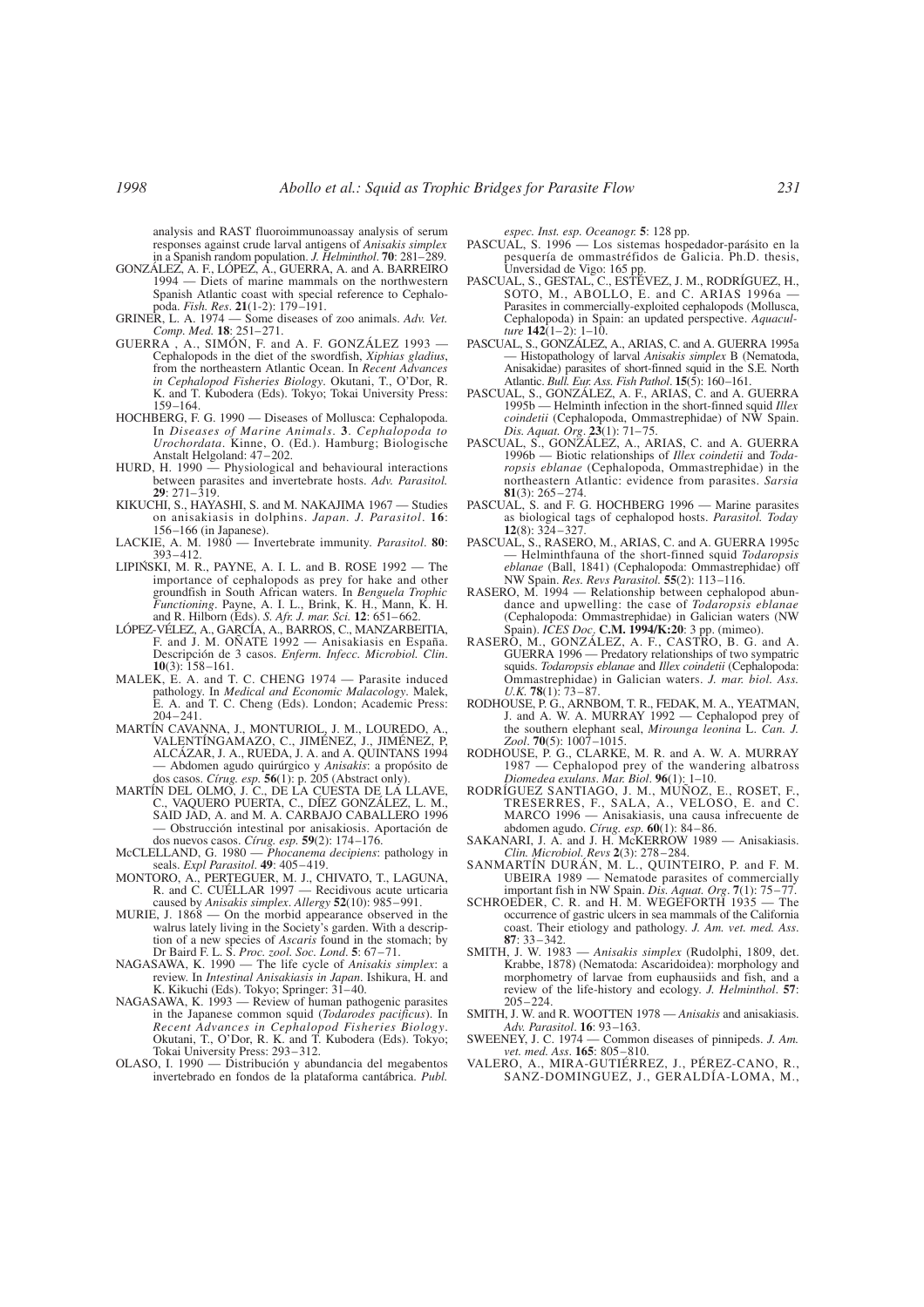analysis and RAST fluoroimmunoassay analysis of serum responses against crude larval antigens of *Anisakis simplex* in a Spanish random population. *J. Helminthol*. **70**: 281–289.

GONZÁLEZ, A. F., LÓPEZ, A., GUERRA, A. and A. BARREIRO 1994 — Diets of marine mammals on the northwestern Spanish Atlantic coast with special reference to Cephalopoda. *Fish. Res*. **21**(1-2): 179–191.

GRINER, L. A. 1974 — Some diseases of zoo animals. *Adv. Vet. Comp. Med.* **18**: 251–271.

GUERRA , A., SIMÓN, F. and A. F. GONZÁLEZ 1993 — Cephalopods in the diet of the swordfish, *Xiphias gladius*, from the northeastern Atlantic Ocean. In *Recent Advances in Cephalopod Fisheries Biology*. Okutani, T., O'Dor, R. K. and T. Kubodera (Eds). Tokyo; Tokai University Press: 159–164.

HOCHBERG, F. G. 1990 — Diseases of Mollusca: Cephalopoda. In *Diseases of Marine Animals*. **3**. *Cephalopoda to Urochordata*. Kinne, O. (Ed.). Hamburg; Biologische Anstalt Helgoland: 47–202.

HURD, H. 1990 — Physiological and behavioural interactions between parasites and invertebrate hosts. *Adv. Parasitol.* **29**: 271–319.

KIKUCHI, S., HAYASHI, S. and M. NAKAJIMA 1967 — Studies on anisakiasis in dolphins. *Japan. J. Parasitol*. **16**: 156–166 (in Japanese).

LACKIE, A. M. 1980 — Invertebrate immunity. *Parasitol*. **80**: 393–412.

LIPIŃSKI, M. R., PAYNE, A. I. L. and B. ROSE 1992 — The importance of cephalopods as prey for hake and other groundfish in South African waters. In *Benguela Trophic Functioning*. Payne, A. I. L., Brink, K. H., Mann, K. H. and R. Hilborn (Eds). *S. Afr. J. mar. Sci.* **12**: 651–662.

LÓPEZ-VÉLEZ, A., GARCÍA, A., BARROS, C., MANZARBEITIA, F. and J. M. OÑATE 1992 — Anisakiasis en España. Descripción de 3 casos. *Enferm. Infecc. Microbiol. Clin*. **10**(3): 158–161.

MALEK, E. A. and T. C. CHENG 1974 — Parasite induced pathology. In *Medical and Economic Malacology*. Malek, E. A. and T. C. Cheng (Eds). London; Academic Press: 204–241.

MARTÍN CAVANNA, J., MONTURIOL, J. M., LOUREDO, A., VALENTÍNGAMAZO, C., JIMÉNEZ, J., JIMÉNEZ, P., ALCÁZAR, J. A., RUEDA, J. A. and A. QUINTANS 1994 — Abdomen agudo quirúrgico y *Anisakis*: a propósito de dos casos. *Círug. esp.* **56**(1): p. 205 (Abstract only).

MARTÍN DEL OLMO, J. C., DE LA CUESTA DE LA LLAVE, C., VAQUERO PUERTA, C., DÍEZ GONZÁLEZ, L. M., SAID JAD, A. and M. A. CARBAJO CABALLERO 1996 — Obstrucción intestinal por anisakiosis. Aportación de dos nuevos casos. *Círug. esp.* **59**(2): 174–176.

McCLELLAND, G. 1980 — *Phocanema decipiens*: pathology in seals. *Expl Parasitol*. **49**: 405–419.

MONTORO, A., PERTEGUER, M. J., CHIVATO, T., LAGUNA, R. and C. CUÉLLAR 1997 — Recidivous acute urticaria caused by *Anisakis simplex*. *Allergy* **52**(10): 985–991.

MURIE, J. 1868 — On the morbid appearance observed in the walrus lately living in the Society's garden. With a description of a new species of *Ascaris* found in the stomach; by Dr Baird F. L. S. *Proc. zool. Soc. Lond*. **5**: 67–71.

NAGASAWA, K. 1990 — The life cycle of *Anisakis simplex*: a review. In *Intestinal Anisakiasis in Japan*. Ishikura, H. and K. Kikuchi (Eds). Tokyo; Springer: 31–40.

NAGASAWA, K. 1993 — Review of human pathogenic parasites in the Japanese common squid (*Todarodes pacificus*). In *Recent Advances in Cephalopod Fisheries Biology*. Okutani, T., O'Dor, R. K. and T. Kubodera (Eds). Tokyo; Tokai University Press: 293–312.

OLASO, I. 1990 — Distribución y abundancia del megabentos invertebrado en fondos de la plataforma cantábrica. *Publ. espec. Inst. esp. Oceanogr.* **5**: 128 pp.

PASCUAL, S. 1996 — Los sistemas hospedador-parásito en la pesquería de ommastréfidos de Galicia. Ph.D. thesis, Unversidad de Vigo: 165 pp.

PASCUAL, S., GESTAL, C., ESTÉVEZ, J. M., RODRÍGUEZ, H., SOTO, M., ABOLLO, E. and C. ARIAS 1996a — Parasites in commercially-exploited cephalopods (Mollusca, Cephalopoda) in Spain: an updated perspective. *Aquaculture* **142**(1–2): 1–10.

PASCUAL, S., GONZÁLEZ, A. F., ARIAS, C. and A. GUERRA 1995a — Histopathology of larval *Anisakis simplex* B (Nematoda, Anisakidae) parasites of short-finned squid in the S.E. North Atlantic. *Bull. Eur. Ass. Fish Pathol*. **15**(5): 160–161.

PASCUAL, S., GONZÁLEZ, A. F., ARIAS, C. and A. GUERRA 1995b — Helminth infection in the short-finned squid *Illex coindetii* (Cephalopoda, Ommastrephidae) of NW Spain. *Dis. Aquat. Org*. **23**(1): 71–75.

PASCUAL, S., GONZÁLEZ, A., ARIAS, C. and A. GUERRA 1996b — Biotic relationships of *Illex coindetii* and *Todaropsis eblanae* (Cephalopoda, Ommastrephidae) in the northeastern Atlantic: evidence from parasites. *Sarsia* **81**(3): 265–274.

PASCUAL, S. and F. G. HOCHBERG 1996 — Marine parasites as biological tags of cephalopod hosts. *Parasitol. Today* **12**(8): 324–327.

PASCUAL, S., RASERO, M., ARIAS, C. and A. GUERRA 1995c — Helminthfauna of the short-finned squid *Todaropsis eblanae* (Ball, 1841) (Cephalopoda: Ommastrephidae) off NW Spain. *Res. Revs Parasitol.* **55**(2): 113–116.

RASERO, M. 1994 — Relationship between cephalopod abundance and upwelling: the case of *Todaropsis eblanae* (Cephalopoda: Ommastrephidae) in Galician waters (NW Spain). *ICES Doc*. **C.M. 1994/K:20**: 3 pp. (mimeo).

RASERO, M., GONZÁLEZ, A. F., CASTRO, B. G. and A. GUERRA 1996 — Predatory relationships of two sympatric squids. *Todaropsis eblanae* and *Illex coindetii* (Cephalopoda: Ommastrephidae) in Galician waters. *J. mar. biol. Ass. U.K.* **78**(1): 73–87.

RODHOUSE, P. G., ARNBOM, T. R., FEDAK, M. A., YEATMAN, J. and A. W. A. MURRAY 1992 — Cephalopod prey of the southern elephant seal, *Mirounga leonina* L. *Can. J. Zool*. **70**(5): 1007–1015.

RODHOUSE, P. G., CLARKE, M. R. and A. W. A. MURRAY 1987 — Cephalopod prey of the wandering albatross *Diomedea exulans*. *Mar. Biol*. **96**(1): 1–10.

RODRÍGUEZ SANTIAGO, J. M., MUÑOZ, E., ROSET, F., TRESERRES, F., SALA, A., VELOSO, E. and C. MARCO 1996 — Anisakiasis, una causa infrecuente de abdomen agudo. *Círug. esp.* **60**(1): 84–86.

SAKANARI, J. A. and J. H. McKERROW 1989 — Anisakiasis. *Clin. Microbiol. Revs* **2**(3): 278–284.

SANMARTÍN DURÁN, M. L., QUINTEIRO, P. and F. M. UBEIRA 1989 — Nematode parasites of commercially important fish in NW Spain. *Dis. Aquat. Org*. **7**(1): 75–77.

SCHROEDER, C. R. and H. M. WEGEFORTH 1935 — The occurrence of gastric ulcers in sea mammals of the California coast. Their etiology and pathology. *J. Am. vet. med. Ass*. **87**: 33–342.

SMITH, J. W. 1983 — *Anisakis simplex* (Rudolphi, 1809, det. Krabbe, 1878) (Nematoda: Ascaridoidea): morphology and morphometry of larvae from euphausiids and fish, and a review of the life-history and ecology. *J. Helminthol*. **57**: 205–224.

SMITH, J. W. and R. WOOTTEN 1978 — *Anisakis* and anisakiasis. *Adv. Parasitol*. **16**: 93–163.

SWEENEY, J. C. 1974 — Common diseases of pinnipeds. *J. Am. vet. med. Ass*. **165**: 805–810.

VALERO, A., MIRA-GUTIÉRREZ, J., PÉREZ-CANO, R., SANZ-DOMINGUEZ, J., GERALDÍA-LOMA, M.,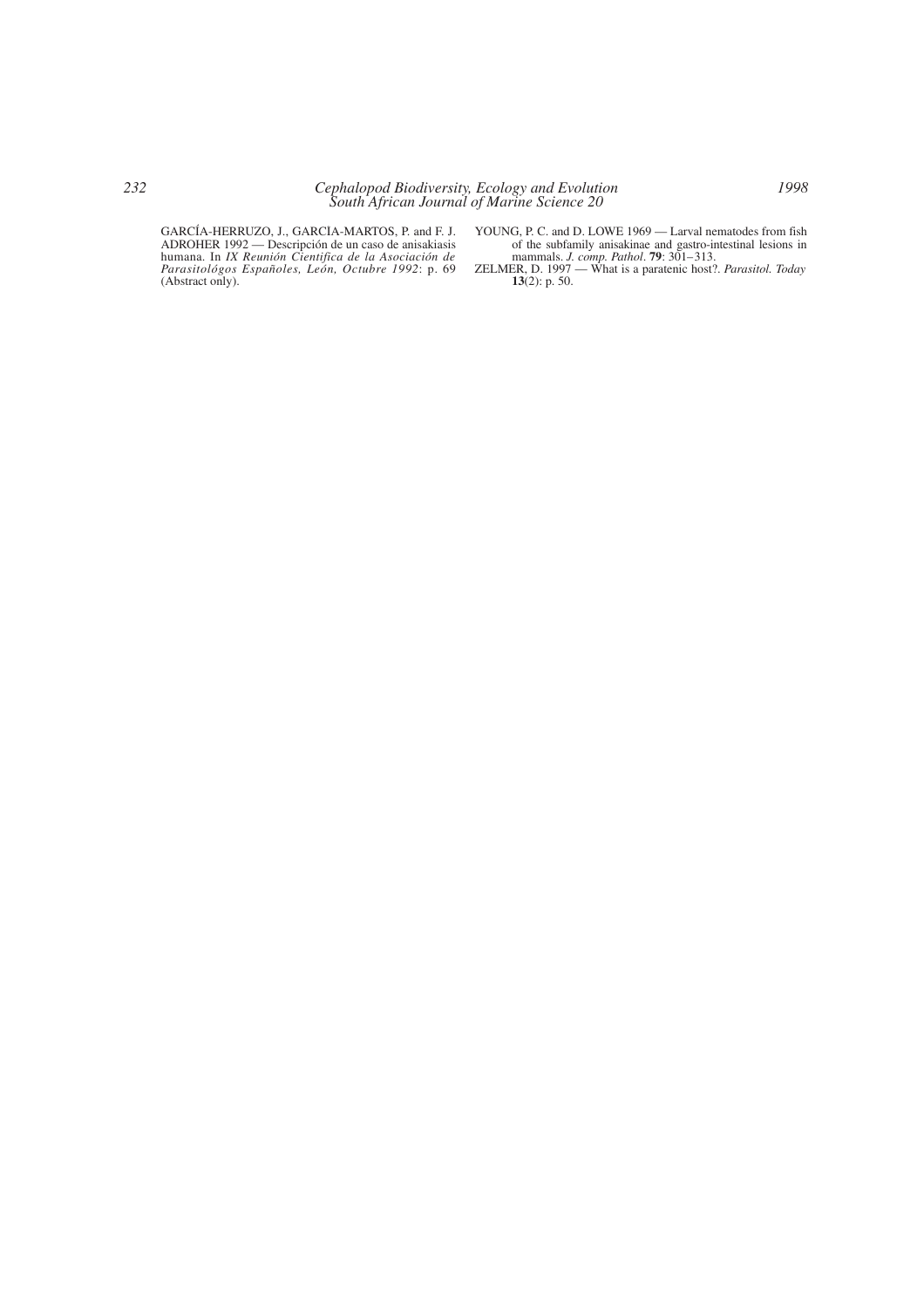GARCÍA-HERRUZO, J., GARCIA-MARTOS, P. and F. J. ADROHER 1992 — Descripción de un caso de anisakiasis humana. In *IX Reunión Cientifica de la Asociación de Parasitológos Españoles, León, Octubre 1992*: p. 69 (Abstract only).

YOUNG, P. C. and D. LOWE 1969 — Larval nematodes from fish of the subfamily anisakinae and gastro-intestinal lesions in mammals. *J. comp. Pathol*. **79**: 301–313.

ZELMER, D. 1997 — What is a paratenic host?. *Parasitol. Today* **13**(2): p. 50.